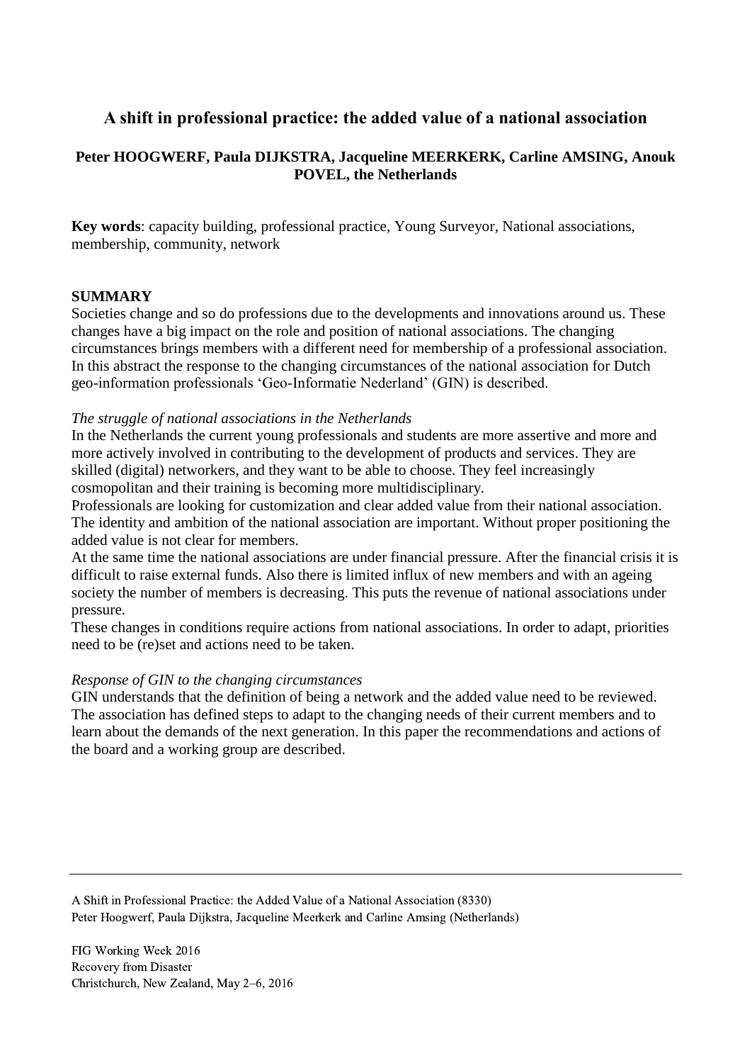# A shift in professional practice: the added value of a national association

**Peter HOOGWERF, Paula DIJKSTRA, Jacqueline MEERKERK, Carline AMSING, Anouk POVEL, the Netherlands**

**Key words**: capacity building, professional practice, Young Surveyor, National associations, membership, community, network

## SUMMARY

Societies change and so do professions due to the developments and innovations around us. These changes have a big impact on the role and position of national associations. The changing circumstances brings members with a different need for membership of a professional association. In this abstract the response to the changing circumstances of the national association for Dutch geo-information professionals 'Geo-Informatie Nederland' (GIN) is described.

*The struggle of national associations in the Netherlands*

In the Netherlands the current young professionals and students are more assertive and more and more actively involved in contributing to the development of products and services. They are skilled (digital) networkers, and they want to be able to choose. They feel increasingly cosmopolitan and their training is becoming more multidisciplinary.

Professionals are looking for customization and clear added value from their national association. The identity and ambition of the national association are important. Without proper positioning the added value is not clear for members.

At the same time the national associations are under financial pressure. After the financial crisis it is difficult to raise external funds. Also there is limited influx of new members and with an ageing society the number of members is decreasing. This puts the revenue of national associations under pressure.

These changes in conditions require actions from national associations. In order to adapt, priorities need to be (re)set and actions need to be taken.

*Response of GIN to the changing circumstances*

GIN understands that the definition of being a network and the added value need to be reviewed. The association has defined steps to adapt to the changing needs of their current members and to learn about the demands of the next generation. In this paper the recommendations and actions of the board and a working group are described.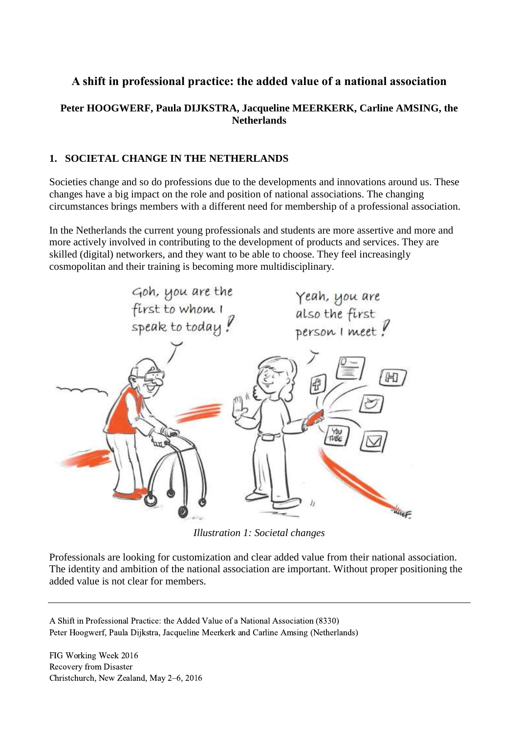# A shift in professional practice: the added value of a national association

**Peter HOOGWERF, Paula DIJKSTRA, Jacqueline MEERKERK, Carline AMSING, the Netherlands**

## 1. SOCIETAL CHANGE IN THE NETHERLANDS

Societies change and so do professions due to the developments and innovations around us. These changes have a big impact on the role and position of national associations. The changing circumstances brings members with a different need for membership of a professional association.

In the Netherlands the current young professionals and students are more assertive and more and more actively involved in contributing to the development of products and services. They are skilled (digital) networkers, and they want to be able to choose. They feel increasingly cosmopolitan and their training is becoming more multidisciplinary.

*Illustration 1: Societal changes*

Professionals are looking for customization and clear added value from their national association. The identity and ambition of the national association are important. Without proper positioning the added value is not clear for members.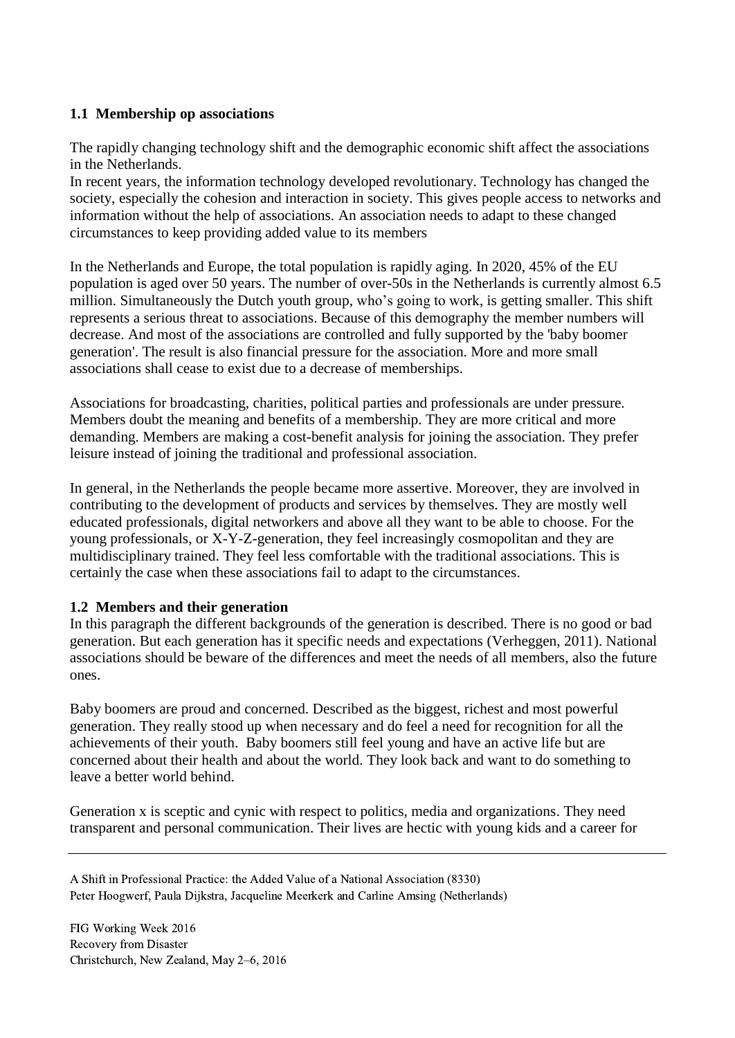## 1.1 Membership op associations

The rapidly changing technology shift and the demographic economic shift affect the associations in the Netherlands.
In recent years, the information technology developed revolutionary. Technology has changed the society, especially the cohesion and interaction in society. This gives people access to networks and information without the help of associations. An association needs to adapt to these changed circumstances to keep providing added value to its members

In the Netherlands and Europe, the total population is rapidly aging. In 2020, 45% of the EU population is aged over 50 years. The number of over-50s in the Netherlands is currently almost 6.5 million. Simultaneously the Dutch youth group, who's going to work, is getting smaller. This shift represents a serious threat to associations. Because of this demography the member numbers will decrease. And most of the associations are controlled and fully supported by the 'baby boomer generation'. The result is also financial pressure for the association. More and more small associations shall cease to exist due to a decrease of memberships.

Associations for broadcasting, charities, political parties and professionals are under pressure. Members doubt the meaning and benefits of a membership. They are more critical and more demanding. Members are making a cost-benefit analysis for joining the association. They prefer leisure instead of joining the traditional and professional association.

In general, in the Netherlands the people became more assertive. Moreover, they are involved in contributing to the development of products and services by themselves. They are mostly well educated professionals, digital networkers and above all they want to be able to choose. For the young professionals, or X-Y-Z-generation, they feel increasingly cosmopolitan and they are multidisciplinary trained. They feel less comfortable with the traditional associations. This is certainly the case when these associations fail to adapt to the circumstances.

## 1.2 Members and their generation

In this paragraph the different backgrounds of the generation is described. There is no good or bad generation. But each generation has it specific needs and expectations (Verheggen, 2011). National associations should be beware of the differences and meet the needs of all members, also the future ones.

Baby boomers are proud and concerned. Described as the biggest, richest and most powerful generation. They really stood up when necessary and do feel a need for recognition for all the achievements of their youth. Baby boomers still feel young and have an active life but are concerned about their health and about the world. They look back and want to do something to leave a better world behind.

Generation x is sceptic and cynic with respect to politics, media and organizations. They need transparent and personal communication. Their lives are hectic with young kids and a career for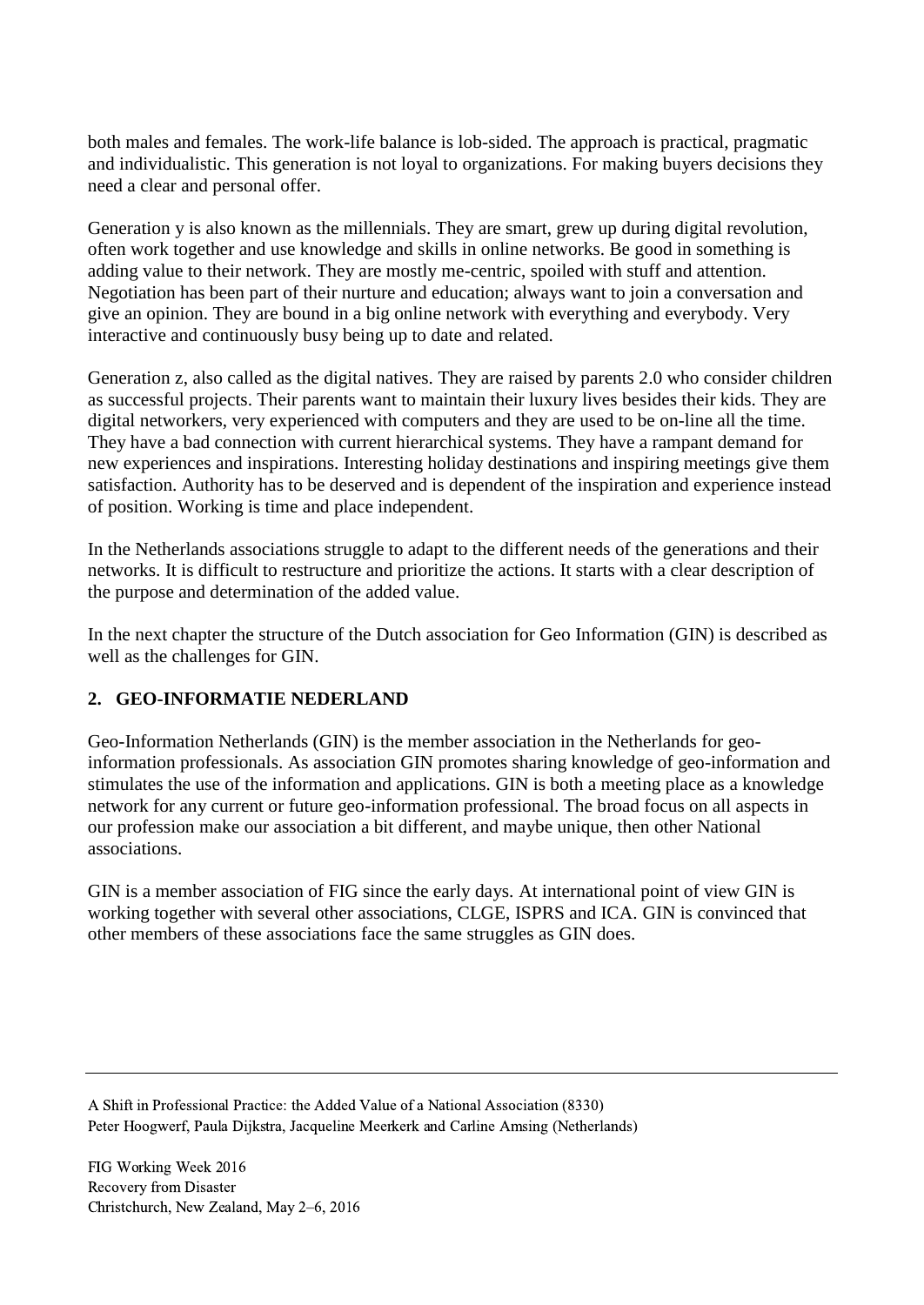both males and females. The work-life balance is lob-sided. The approach is practical, pragmatic and individualistic. This generation is not loyal to organizations. For making buyers decisions they need a clear and personal offer.

Generation y is also known as the millennials. They are smart, grew up during digital revolution, often work together and use knowledge and skills in online networks. Be good in something is adding value to their network. They are mostly me-centric, spoiled with stuff and attention. Negotiation has been part of their nurture and education; always want to join a conversation and give an opinion. They are bound in a big online network with everything and everybody. Very interactive and continuously busy being up to date and related.

Generation z, also called as the digital natives. They are raised by parents 2.0 who consider children as successful projects. Their parents want to maintain their luxury lives besides their kids. They are digital networkers, very experienced with computers and they are used to be on-line all the time. They have a bad connection with current hierarchical systems. They have a rampant demand for new experiences and inspirations. Interesting holiday destinations and inspiring meetings give them satisfaction. Authority has to be deserved and is dependent of the inspiration and experience instead of position. Working is time and place independent.

In the Netherlands associations struggle to adapt to the different needs of the generations and their networks. It is difficult to restructure and prioritize the actions. It starts with a clear description of the purpose and determination of the added value.

In the next chapter the structure of the Dutch association for Geo Information (GIN) is described as well as the challenges for GIN.

## 2. GEO-INFORMATIE NEDERLAND

Geo-Information Netherlands (GIN) is the member association in the Netherlands for geo-information professionals. As association GIN promotes sharing knowledge of geo-information and stimulates the use of the information and applications. GIN is both a meeting place as a knowledge network for any current or future geo-information professional. The broad focus on all aspects in our profession make our association a bit different, and maybe unique, then other National associations.

GIN is a member association of FIG since the early days. At international point of view GIN is working together with several other associations, CLGE, ISPRS and ICA. GIN is convinced that other members of these associations face the same struggles as GIN does.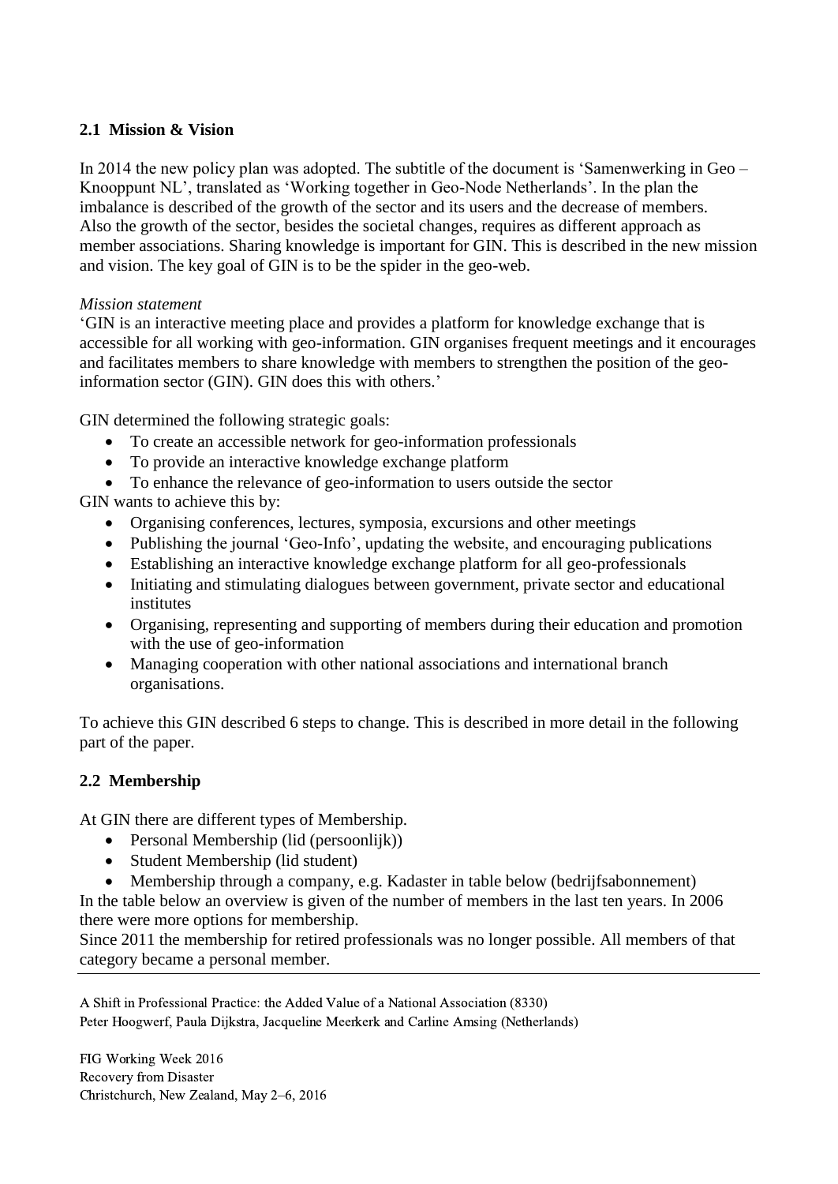## 2.1 Mission & Vision

In 2014 the new policy plan was adopted. The subtitle of the document is 'Samenwerking in Geo – Knooppunt NL', translated as 'Working together in Geo-Node Netherlands'. In the plan the imbalance is described of the growth of the sector and its users and the decrease of members. Also the growth of the sector, besides the societal changes, requires as different approach as member associations. Sharing knowledge is important for GIN. This is described in the new mission and vision. The key goal of GIN is to be the spider in the geo-web.

*Mission statement*

'GIN is an interactive meeting place and provides a platform for knowledge exchange that is accessible for all working with geo-information. GIN organises frequent meetings and it encourages and facilitates members to share knowledge with members to strengthen the position of the geo-information sector (GIN). GIN does this with others.'

GIN determined the following strategic goals:

- To create an accessible network for geo-information professionals
- To provide an interactive knowledge exchange platform
- To enhance the relevance of geo-information to users outside the sector

GIN wants to achieve this by:

- Organising conferences, lectures, symposia, excursions and other meetings
- Publishing the journal 'Geo-Info', updating the website, and encouraging publications
- Establishing an interactive knowledge exchange platform for all geo-professionals
- Initiating and stimulating dialogues between government, private sector and educational institutes
- Organising, representing and supporting of members during their education and promotion with the use of geo-information
- Managing cooperation with other national associations and international branch organisations.

To achieve this GIN described 6 steps to change. This is described in more detail in the following part of the paper.

## 2.2 Membership

At GIN there are different types of Membership.

- Personal Membership (lid (persoonlijk))
- Student Membership (lid student)
- Membership through a company, e.g. Kadaster in table below (bedrijfsabonnement)

In the table below an overview is given of the number of members in the last ten years. In 2006 there were more options for membership.

Since 2011 the membership for retired professionals was no longer possible. All members of that category became a personal member.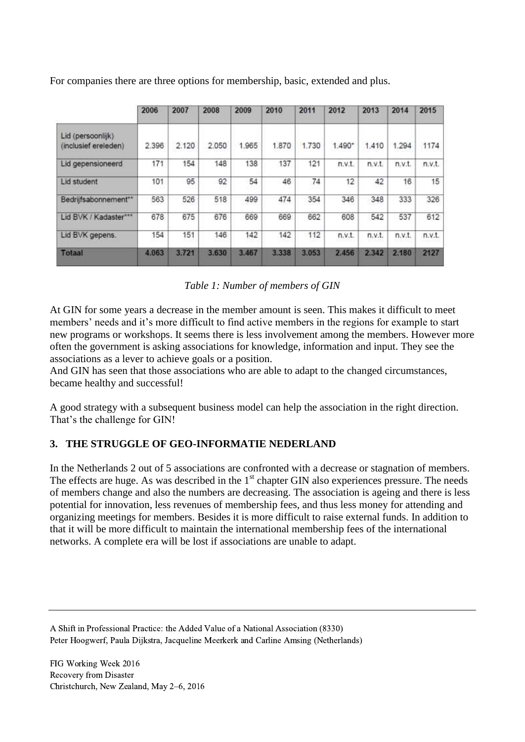For companies there are three options for membership, basic, extended and plus.

| | 2006 | 2007 | 2008 | 2009 | 2010 | 2011 | 2012 | 2013 | 2014 | 2015 |
|---|---|---|---|---|---|---|---|---|---|---|
| Lid (persoonlijk) (inclusief ereleden) | 2.396 | 2.120 | 2.050 | 1.965 | 1.870 | 1.730 | 1.490* | 1.410 | 1.294 | 1174 |
| Lid gepensioneerd | 171 | 154 | 148 | 138 | 137 | 121 | n.v.t. | n.v.t. | n.v.t. | n.v.t. |
| Lid student | 101 | 95 | 92 | 54 | 46 | 74 | 12 | 42 | 16 | 15 |
| Bedrijfsabonnement** | 563 | 526 | 518 | 499 | 474 | 354 | 346 | 348 | 333 | 326 |
| Lid BVK / Kadaster*** | 678 | 675 | 676 | 669 | 669 | 662 | 608 | 542 | 537 | 612 |
| Lid BVK gepens. | 154 | 151 | 146 | 142 | 142 | 112 | n.v.t. | n.v.t. | n.v.t. | n.v.t. |
| **Totaal** | **4.063** | **3.721** | **3.630** | **3.467** | **3.338** | **3.053** | **2.456** | **2.342** | **2.180** | **2127** |

*Table 1: Number of members of GIN*

At GIN for some years a decrease in the member amount is seen. This makes it difficult to meet members' needs and it's more difficult to find active members in the regions for example to start new programs or workshops. It seems there is less involvement among the members. However more often the government is asking associations for knowledge, information and input. They see the associations as a lever to achieve goals or a position.
And GIN has seen that those associations who are able to adapt to the changed circumstances, became healthy and successful!

A good strategy with a subsequent business model can help the association in the right direction. That's the challenge for GIN!

## 3. THE STRUGGLE OF GEO-INFORMATIE NEDERLAND

In the Netherlands 2 out of 5 associations are confronted with a decrease or stagnation of members. The effects are huge. As was described in the 1st chapter GIN also experiences pressure. The needs of members change and also the numbers are decreasing. The association is ageing and there is less potential for innovation, less revenues of membership fees, and thus less money for attending and organizing meetings for members. Besides it is more difficult to raise external funds. In addition to that it will be more difficult to maintain the international membership fees of the international networks. A complete era will be lost if associations are unable to adapt.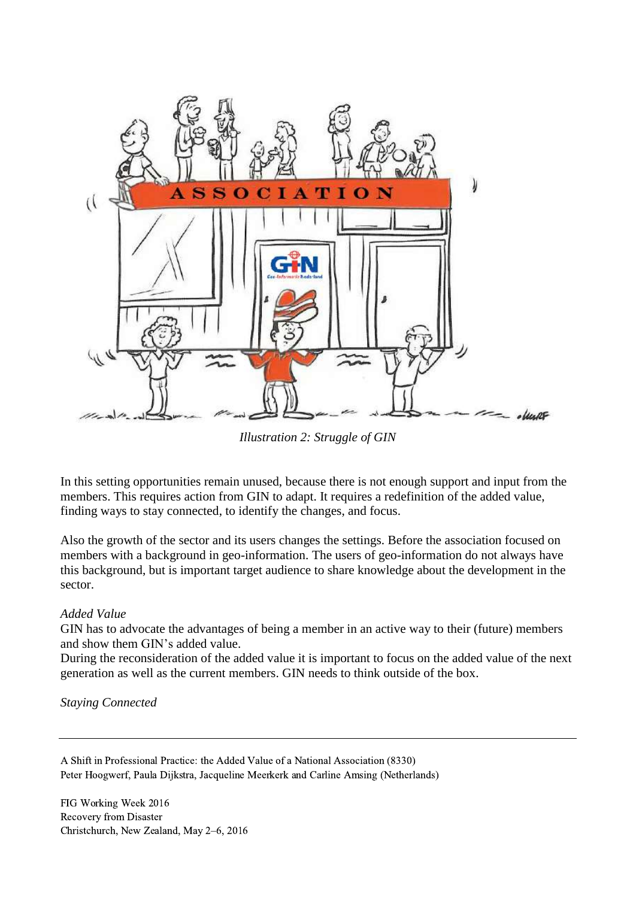*Illustration 2: Struggle of GIN*

In this setting opportunities remain unused, because there is not enough support and input from the members. This requires action from GIN to adapt. It requires a redefinition of the added value, finding ways to stay connected, to identify the changes, and focus.

Also the growth of the sector and its users changes the settings. Before the association focused on members with a background in geo-information. The users of geo-information do not always have this background, but is important target audience to share knowledge about the development in the sector.

*Added Value*

GIN has to advocate the advantages of being a member in an active way to their (future) members and show them GIN's added value.
During the reconsideration of the added value it is important to focus on the added value of the next generation as well as the current members. GIN needs to think outside of the box.

*Staying Connected*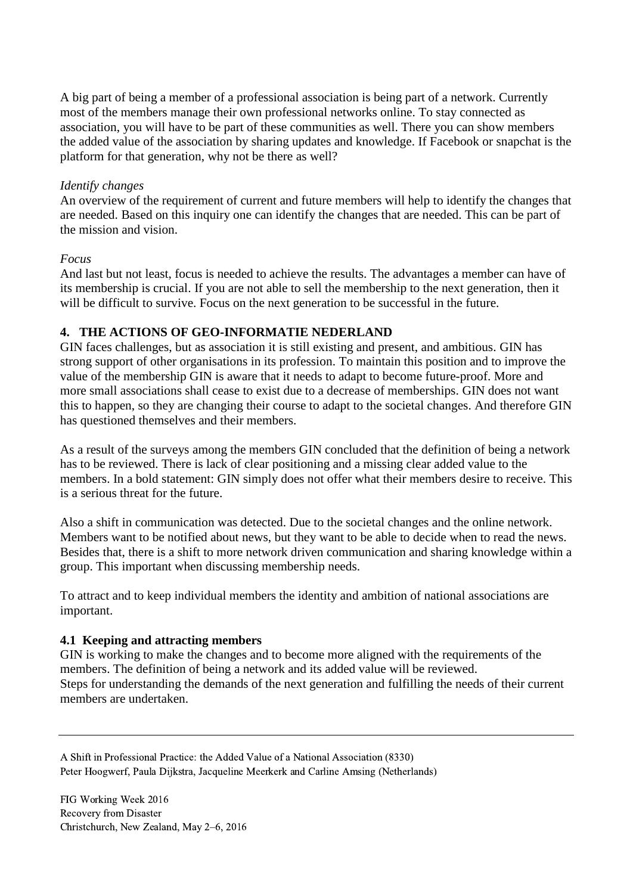A big part of being a member of a professional association is being part of a network. Currently most of the members manage their own professional networks online. To stay connected as association, you will have to be part of these communities as well. There you can show members the added value of the association by sharing updates and knowledge. If Facebook or snapchat is the platform for that generation, why not be there as well?

*Identify changes*
An overview of the requirement of current and future members will help to identify the changes that are needed. Based on this inquiry one can identify the changes that are needed. This can be part of the mission and vision.

*Focus*
And last but not least, focus is needed to achieve the results. The advantages a member can have of its membership is crucial. If you are not able to sell the membership to the next generation, then it will be difficult to survive. Focus on the next generation to be successful in the future.

## 4. THE ACTIONS OF GEO-INFORMATIE NEDERLAND

GIN faces challenges, but as association it is still existing and present, and ambitious. GIN has strong support of other organisations in its profession. To maintain this position and to improve the value of the membership GIN is aware that it needs to adapt to become future-proof. More and more small associations shall cease to exist due to a decrease of memberships. GIN does not want this to happen, so they are changing their course to adapt to the societal changes. And therefore GIN has questioned themselves and their members.

As a result of the surveys among the members GIN concluded that the definition of being a network has to be reviewed. There is lack of clear positioning and a missing clear added value to the members. In a bold statement: GIN simply does not offer what their members desire to receive. This is a serious threat for the future.

Also a shift in communication was detected. Due to the societal changes and the online network. Members want to be notified about news, but they want to be able to decide when to read the news. Besides that, there is a shift to more network driven communication and sharing knowledge within a group. This important when discussing membership needs.

To attract and to keep individual members the identity and ambition of national associations are important.

### 4.1 Keeping and attracting members

GIN is working to make the changes and to become more aligned with the requirements of the members. The definition of being a network and its added value will be reviewed.
Steps for understanding the demands of the next generation and fulfilling the needs of their current members are undertaken.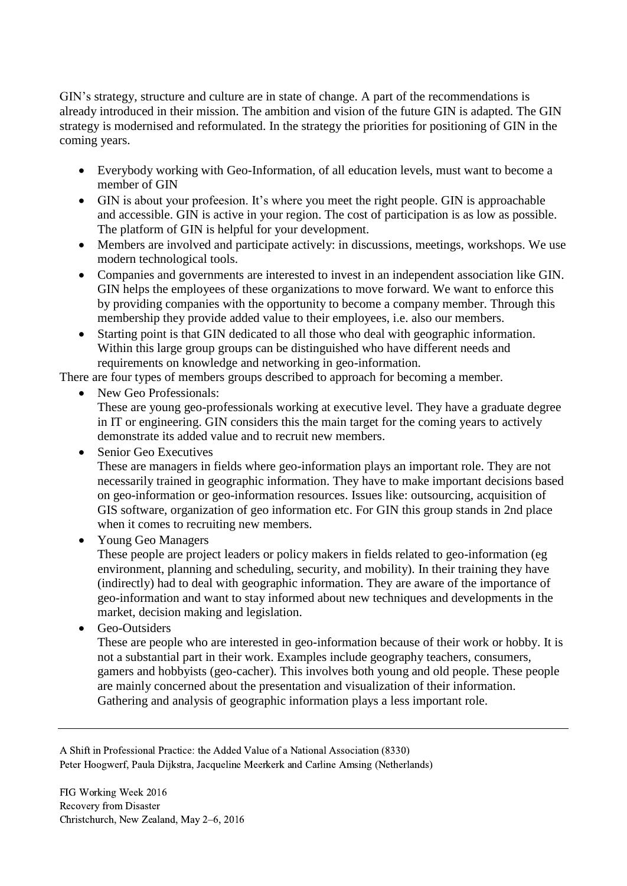GIN's strategy, structure and culture are in state of change. A part of the recommendations is already introduced in their mission. The ambition and vision of the future GIN is adapted. The GIN strategy is modernised and reformulated. In the strategy the priorities for positioning of GIN in the coming years.

- Everybody working with Geo-Information, of all education levels, must want to become a member of GIN
- GIN is about your profeesion. It's where you meet the right people. GIN is approachable and accessible. GIN is active in your region. The cost of participation is as low as possible. The platform of GIN is helpful for your development.
- Members are involved and participate actively: in discussions, meetings, workshops. We use modern technological tools.
- Companies and governments are interested to invest in an independent association like GIN. GIN helps the employees of these organizations to move forward. We want to enforce this by providing companies with the opportunity to become a company member. Through this membership they provide added value to their employees, i.e. also our members.
- Starting point is that GIN dedicated to all those who deal with geographic information. Within this large group groups can be distinguished who have different needs and requirements on knowledge and networking in geo-information.

There are four types of members groups described to approach for becoming a member.

- New Geo Professionals:
  These are young geo-professionals working at executive level. They have a graduate degree in IT or engineering. GIN considers this the main target for the coming years to actively demonstrate its added value and to recruit new members.
- Senior Geo Executives
  These are managers in fields where geo-information plays an important role. They are not necessarily trained in geographic information. They have to make important decisions based on geo-information or geo-information resources. Issues like: outsourcing, acquisition of GIS software, organization of geo information etc. For GIN this group stands in 2nd place when it comes to recruiting new members.
- Young Geo Managers
  These people are project leaders or policy makers in fields related to geo-information (eg environment, planning and scheduling, security, and mobility). In their training they have (indirectly) had to deal with geographic information. They are aware of the importance of geo-information and want to stay informed about new techniques and developments in the market, decision making and legislation.
- Geo-Outsiders
  These are people who are interested in geo-information because of their work or hobby. It is not a substantial part in their work. Examples include geography teachers, consumers, gamers and hobbyists (geo-cacher). This involves both young and old people. These people are mainly concerned about the presentation and visualization of their information. Gathering and analysis of geographic information plays a less important role.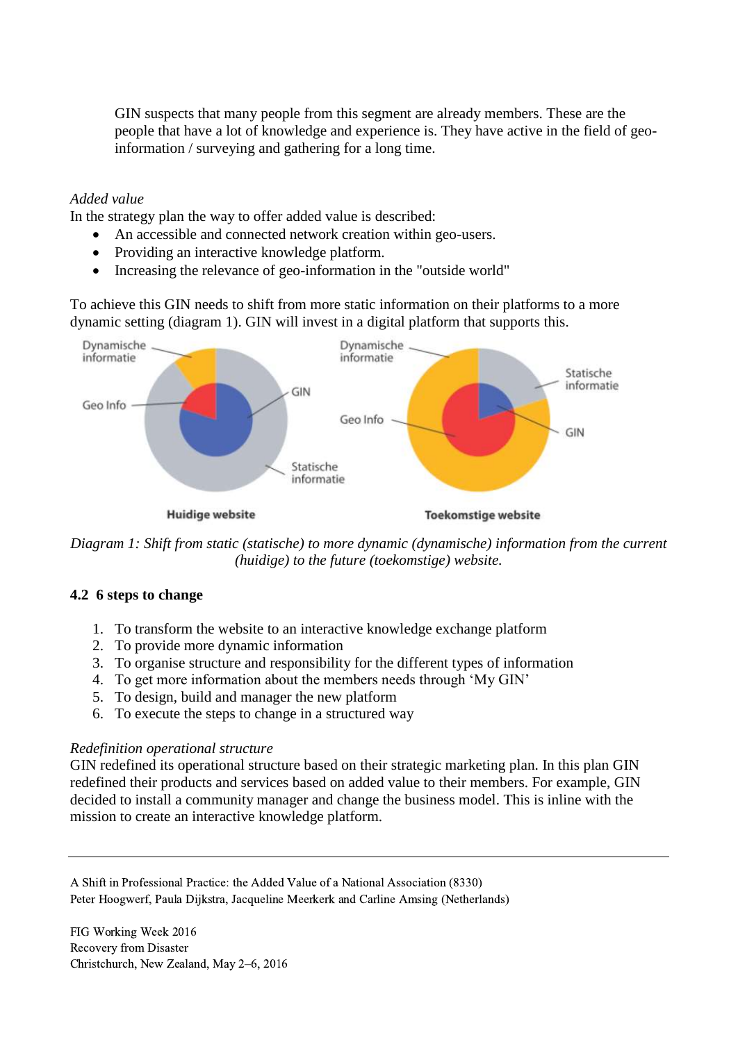GIN suspects that many people from this segment are already members. These are the people that have a lot of knowledge and experience is. They have active in the field of geo-information / surveying and gathering for a long time.

*Added value*

In the strategy plan the way to offer added value is described:

- An accessible and connected network creation within geo-users.
- Providing an interactive knowledge platform.
- Increasing the relevance of geo-information in the "outside world"

To achieve this GIN needs to shift from more static information on their platforms to a more dynamic setting (diagram 1). GIN will invest in a digital platform that supports this.

*Diagram 1: Shift from static (statische) to more dynamic (dynamische) information from the current (huidige) to the future (toekomstige) website.*

### 4.2 6 steps to change

1. To transform the website to an interactive knowledge exchange platform
2. To provide more dynamic information
3. To organise structure and responsibility for the different types of information
4. To get more information about the members needs through 'My GIN'
5. To design, build and manager the new platform
6. To execute the steps to change in a structured way

*Redefinition operational structure*

GIN redefined its operational structure based on their strategic marketing plan. In this plan GIN redefined their products and services based on added value to their members. For example, GIN decided to install a community manager and change the business model. This is inline with the mission to create an interactive knowledge platform.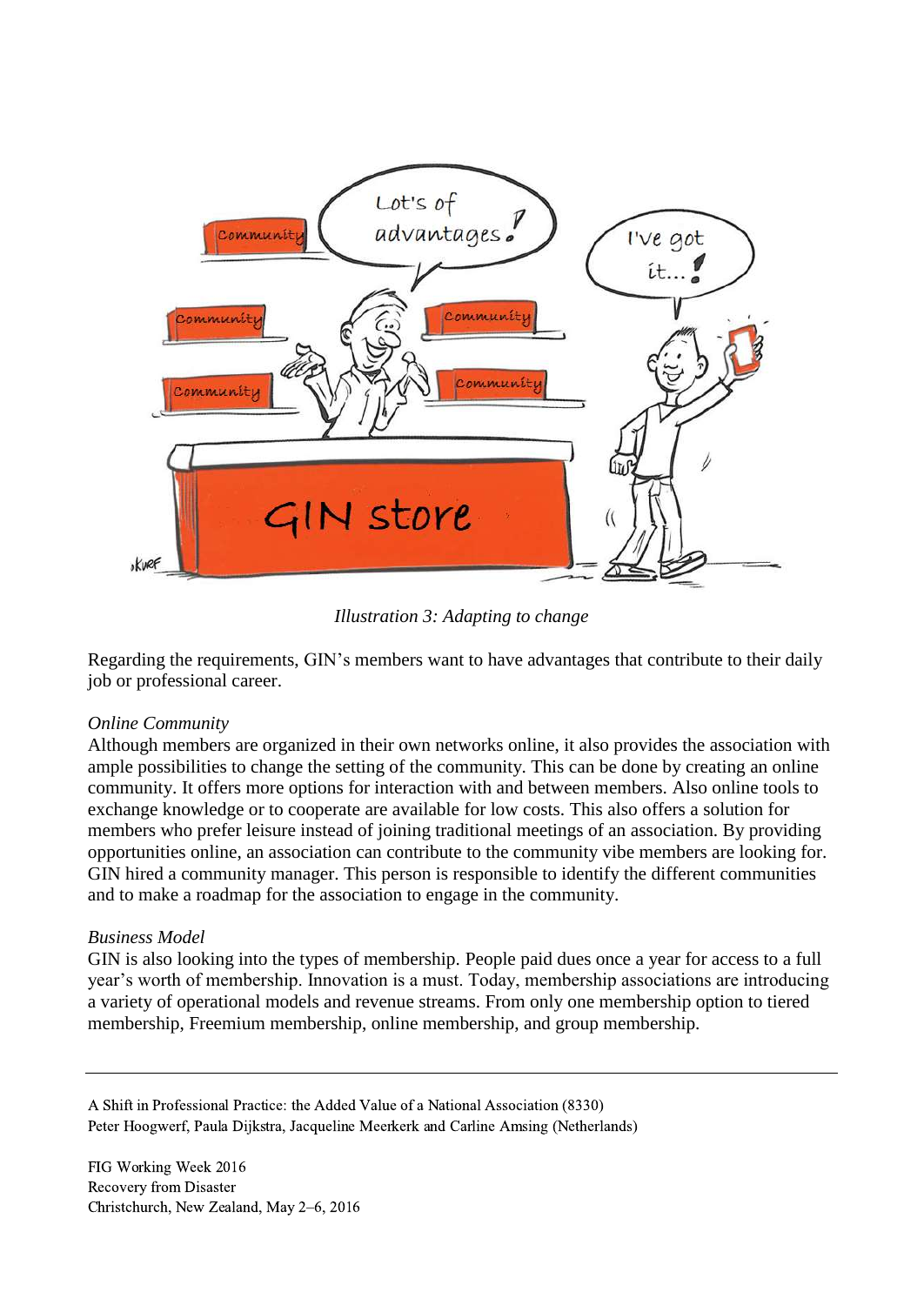*Illustration 3: Adapting to change*

Regarding the requirements, GIN's members want to have advantages that contribute to their daily job or professional career.

*Online Community*

Although members are organized in their own networks online, it also provides the association with ample possibilities to change the setting of the community. This can be done by creating an online community. It offers more options for interaction with and between members. Also online tools to exchange knowledge or to cooperate are available for low costs. This also offers a solution for members who prefer leisure instead of joining traditional meetings of an association. By providing opportunities online, an association can contribute to the community vibe members are looking for. GIN hired a community manager. This person is responsible to identify the different communities and to make a roadmap for the association to engage in the community.

*Business Model*

GIN is also looking into the types of membership. People paid dues once a year for access to a full year's worth of membership. Innovation is a must. Today, membership associations are introducing a variety of operational models and revenue streams. From only one membership option to tiered membership, Freemium membership, online membership, and group membership.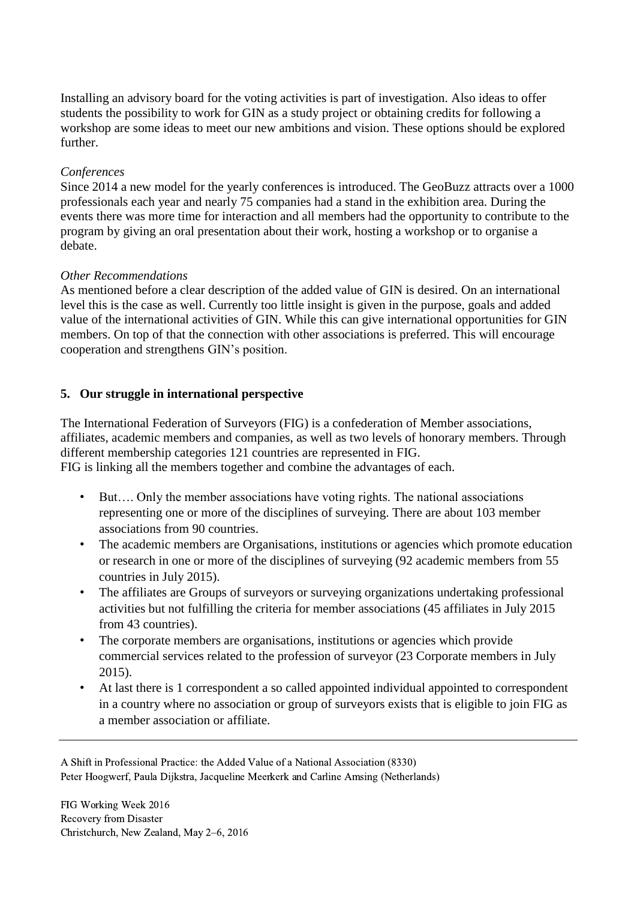Installing an advisory board for the voting activities is part of investigation. Also ideas to offer students the possibility to work for GIN as a study project or obtaining credits for following a workshop are some ideas to meet our new ambitions and vision. These options should be explored further.

*Conferences*

Since 2014 a new model for the yearly conferences is introduced. The GeoBuzz attracts over a 1000 professionals each year and nearly 75 companies had a stand in the exhibition area. During the events there was more time for interaction and all members had the opportunity to contribute to the program by giving an oral presentation about their work, hosting a workshop or to organise a debate.

*Other Recommendations*

As mentioned before a clear description of the added value of GIN is desired. On an international level this is the case as well. Currently too little insight is given in the purpose, goals and added value of the international activities of GIN. While this can give international opportunities for GIN members. On top of that the connection with other associations is preferred. This will encourage cooperation and strengthens GIN's position.

## 5. Our struggle in international perspective

The International Federation of Surveyors (FIG) is a confederation of Member associations, affiliates, academic members and companies, as well as two levels of honorary members. Through different membership categories 121 countries are represented in FIG.
FIG is linking all the members together and combine the advantages of each.

- But…. Only the member associations have voting rights. The national associations representing one or more of the disciplines of surveying. There are about 103 member associations from 90 countries.
- The academic members are Organisations, institutions or agencies which promote education or research in one or more of the disciplines of surveying (92 academic members from 55 countries in July 2015).
- The affiliates are Groups of surveyors or surveying organizations undertaking professional activities but not fulfilling the criteria for member associations (45 affiliates in July 2015 from 43 countries).
- The corporate members are organisations, institutions or agencies which provide commercial services related to the profession of surveyor (23 Corporate members in July 2015).
- At last there is 1 correspondent a so called appointed individual appointed to correspondent in a country where no association or group of surveyors exists that is eligible to join FIG as a member association or affiliate.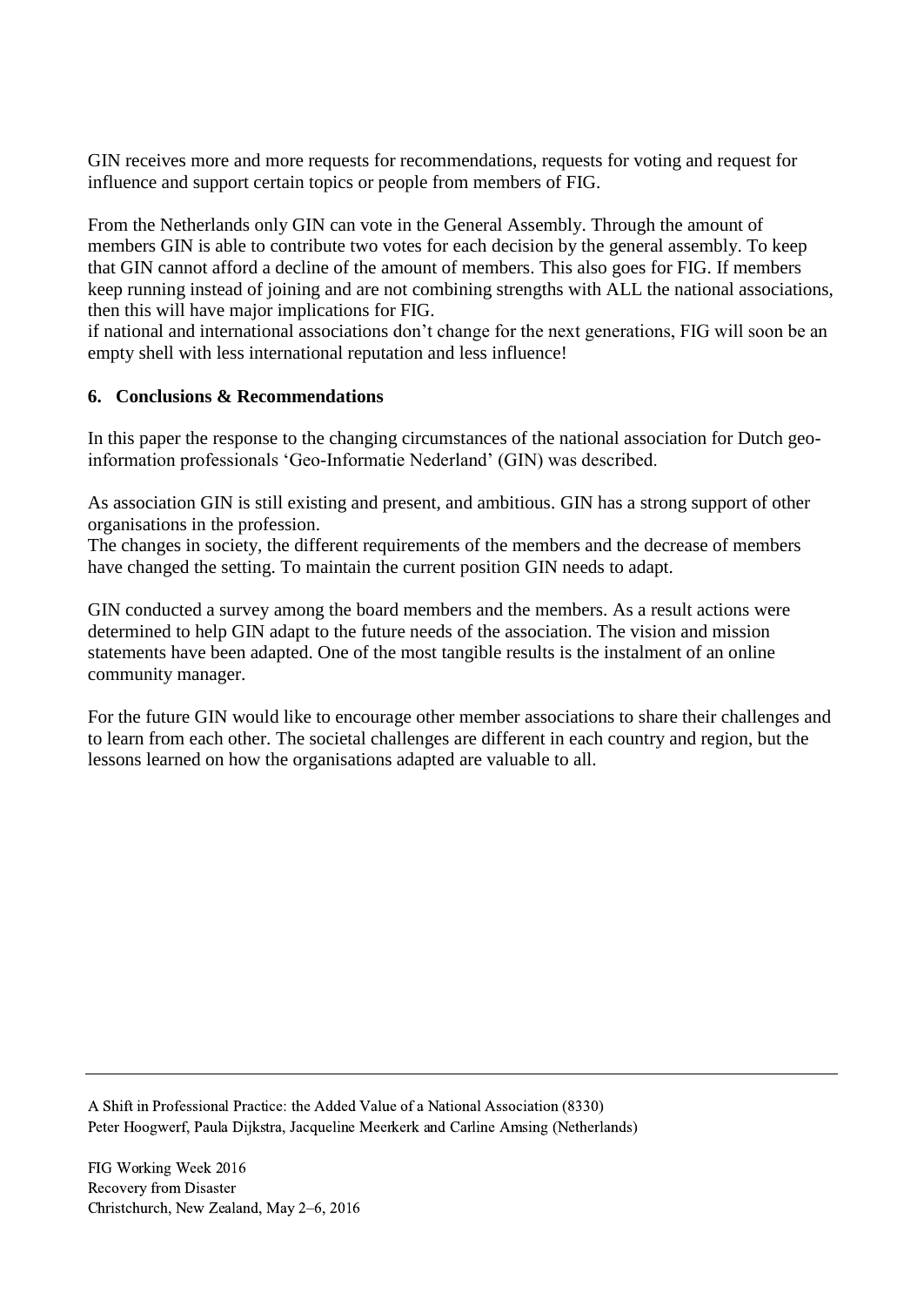GIN receives more and more requests for recommendations, requests for voting and request for influence and support certain topics or people from members of FIG.

From the Netherlands only GIN can vote in the General Assembly. Through the amount of members GIN is able to contribute two votes for each decision by the general assembly. To keep that GIN cannot afford a decline of the amount of members. This also goes for FIG. If members keep running instead of joining and are not combining strengths with ALL the national associations, then this will have major implications for FIG.
if national and international associations don't change for the next generations, FIG will soon be an empty shell with less international reputation and less influence!

## 6. Conclusions & Recommendations

In this paper the response to the changing circumstances of the national association for Dutch geo-information professionals 'Geo-Informatie Nederland' (GIN) was described.

As association GIN is still existing and present, and ambitious. GIN has a strong support of other organisations in the profession.
The changes in society, the different requirements of the members and the decrease of members have changed the setting. To maintain the current position GIN needs to adapt.

GIN conducted a survey among the board members and the members. As a result actions were determined to help GIN adapt to the future needs of the association. The vision and mission statements have been adapted. One of the most tangible results is the instalment of an online community manager.

For the future GIN would like to encourage other member associations to share their challenges and to learn from each other. The societal challenges are different in each country and region, but the lessons learned on how the organisations adapted are valuable to all.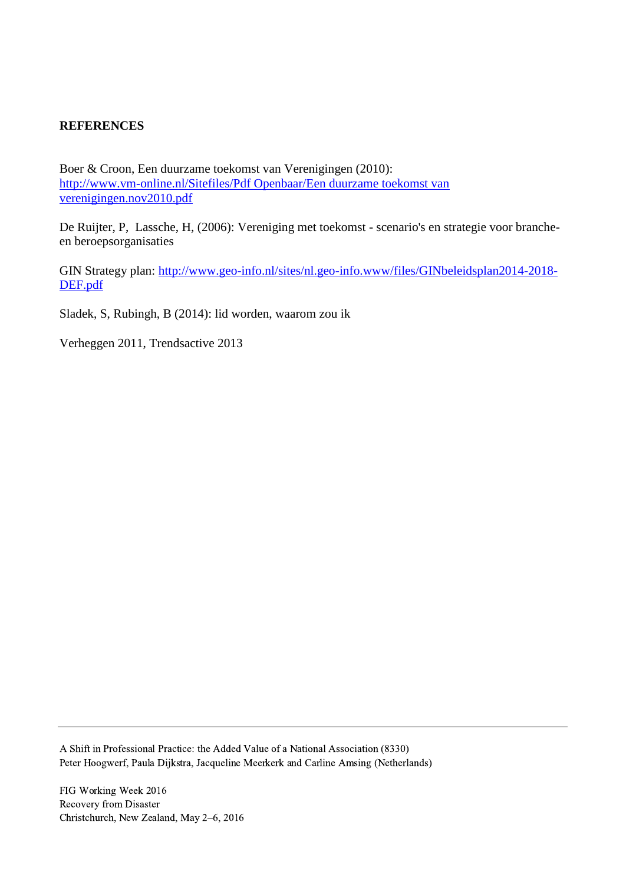## REFERENCES

Boer & Croon, Een duurzame toekomst van Verenigingen (2010): http://www.vm-online.nl/Sitefiles/Pdf Openbaar/Een duurzame toekomst van verenigingen.nov2010.pdf

De Ruijter, P, Lassche, H, (2006): Vereniging met toekomst - scenario's en strategie voor branche- en beroepsorganisaties

GIN Strategy plan: http://www.geo-info.nl/sites/nl.geo-info.www/files/GINbeleidsplan2014-2018-DEF.pdf

Sladek, S, Rubingh, B (2014): lid worden, waarom zou ik

Verheggen 2011, Trendsactive 2013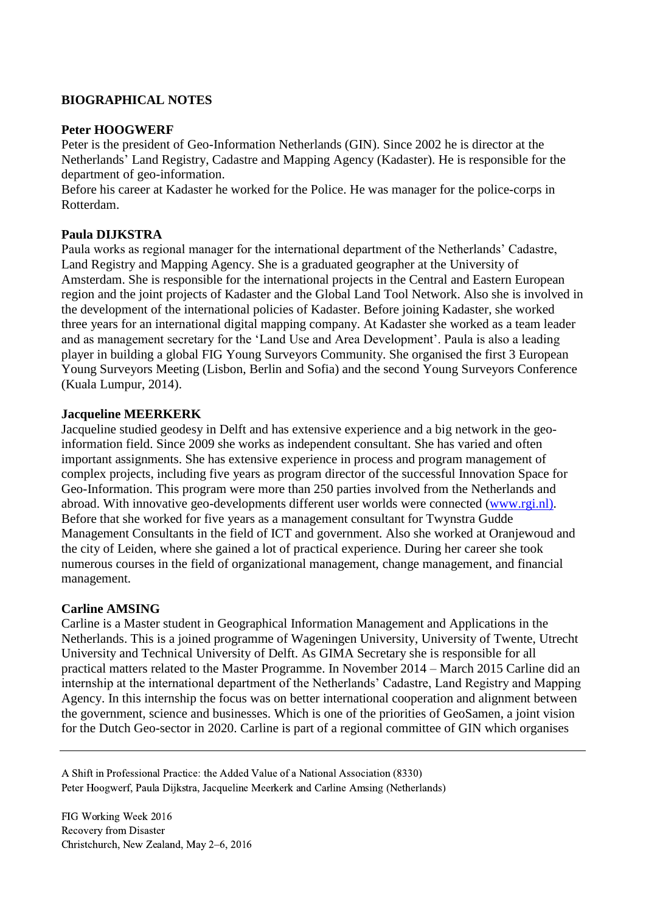## BIOGRAPHICAL NOTES

**Peter HOOGWERF**

Peter is the president of Geo-Information Netherlands (GIN). Since 2002 he is director at the Netherlands' Land Registry, Cadastre and Mapping Agency (Kadaster). He is responsible for the department of geo-information.

Before his career at Kadaster he worked for the Police. He was manager for the police-corps in Rotterdam.

**Paula DIJKSTRA**

Paula works as regional manager for the international department of the Netherlands' Cadastre, Land Registry and Mapping Agency. She is a graduated geographer at the University of Amsterdam. She is responsible for the international projects in the Central and Eastern European region and the joint projects of Kadaster and the Global Land Tool Network. Also she is involved in the development of the international policies of Kadaster. Before joining Kadaster, she worked three years for an international digital mapping company. At Kadaster she worked as a team leader and as management secretary for the 'Land Use and Area Development'. Paula is also a leading player in building a global FIG Young Surveyors Community. She organised the first 3 European Young Surveyors Meeting (Lisbon, Berlin and Sofia) and the second Young Surveyors Conference (Kuala Lumpur, 2014).

**Jacqueline MEERKERK**

Jacqueline studied geodesy in Delft and has extensive experience and a big network in the geo-information field. Since 2009 she works as independent consultant. She has varied and often important assignments. She has extensive experience in process and program management of complex projects, including five years as program director of the successful Innovation Space for Geo-Information. This program were more than 250 parties involved from the Netherlands and abroad. With innovative geo-developments different user worlds were connected (www.rgi.nl). Before that she worked for five years as a management consultant for Twynstra Gudde Management Consultants in the field of ICT and government. Also she worked at Oranjewoud and the city of Leiden, where she gained a lot of practical experience. During her career she took numerous courses in the field of organizational management, change management, and financial management.

**Carline AMSING**

Carline is a Master student in Geographical Information Management and Applications in the Netherlands. This is a joined programme of Wageningen University, University of Twente, Utrecht University and Technical University of Delft. As GIMA Secretary she is responsible for all practical matters related to the Master Programme. In November 2014 – March 2015 Carline did an internship at the international department of the Netherlands' Cadastre, Land Registry and Mapping Agency. In this internship the focus was on better international cooperation and alignment between the government, science and businesses. Which is one of the priorities of GeoSamen, a joint vision for the Dutch Geo-sector in 2020. Carline is part of a regional committee of GIN which organises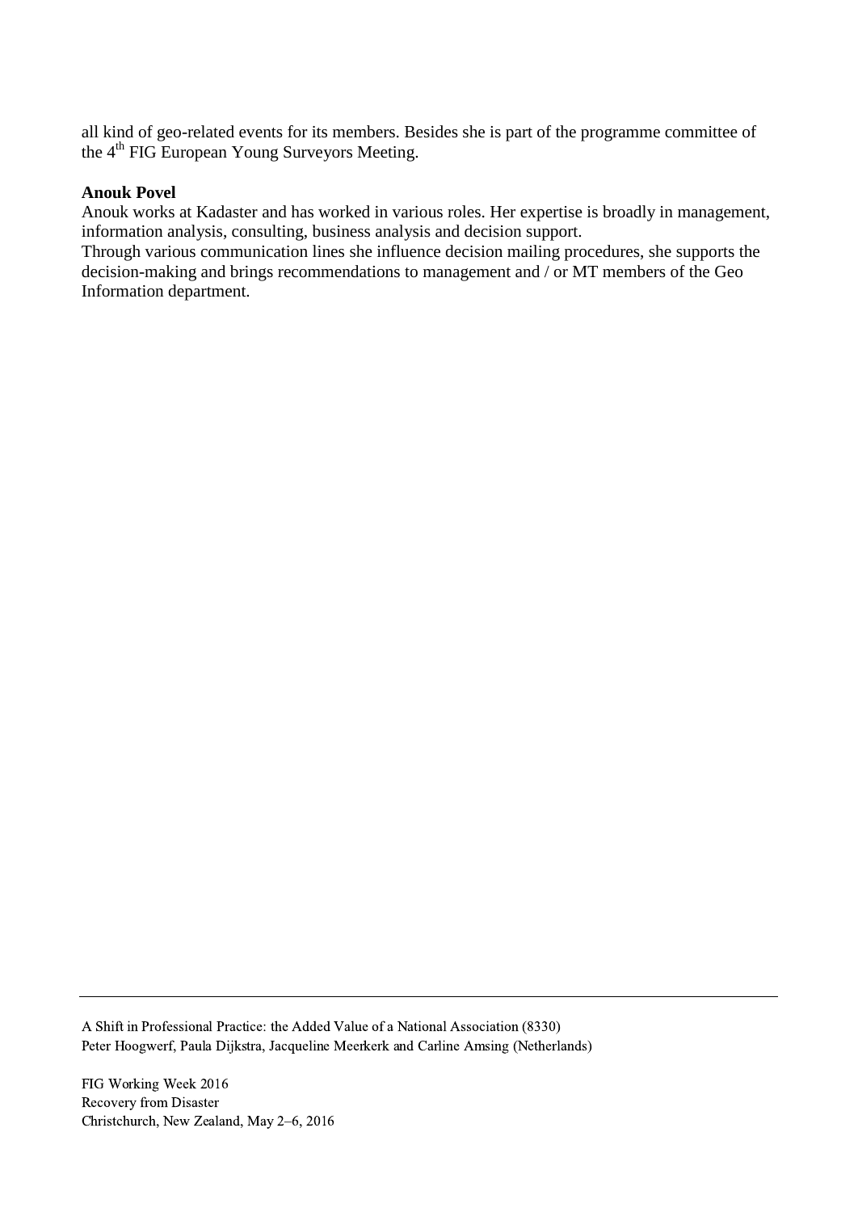all kind of geo-related events for its members. Besides she is part of the programme committee of the 4th FIG European Young Surveyors Meeting.

**Anouk Povel**

Anouk works at Kadaster and has worked in various roles. Her expertise is broadly in management, information analysis, consulting, business analysis and decision support.

Through various communication lines she influence decision mailing procedures, she supports the decision-making and brings recommendations to management and / or MT members of the Geo Information department.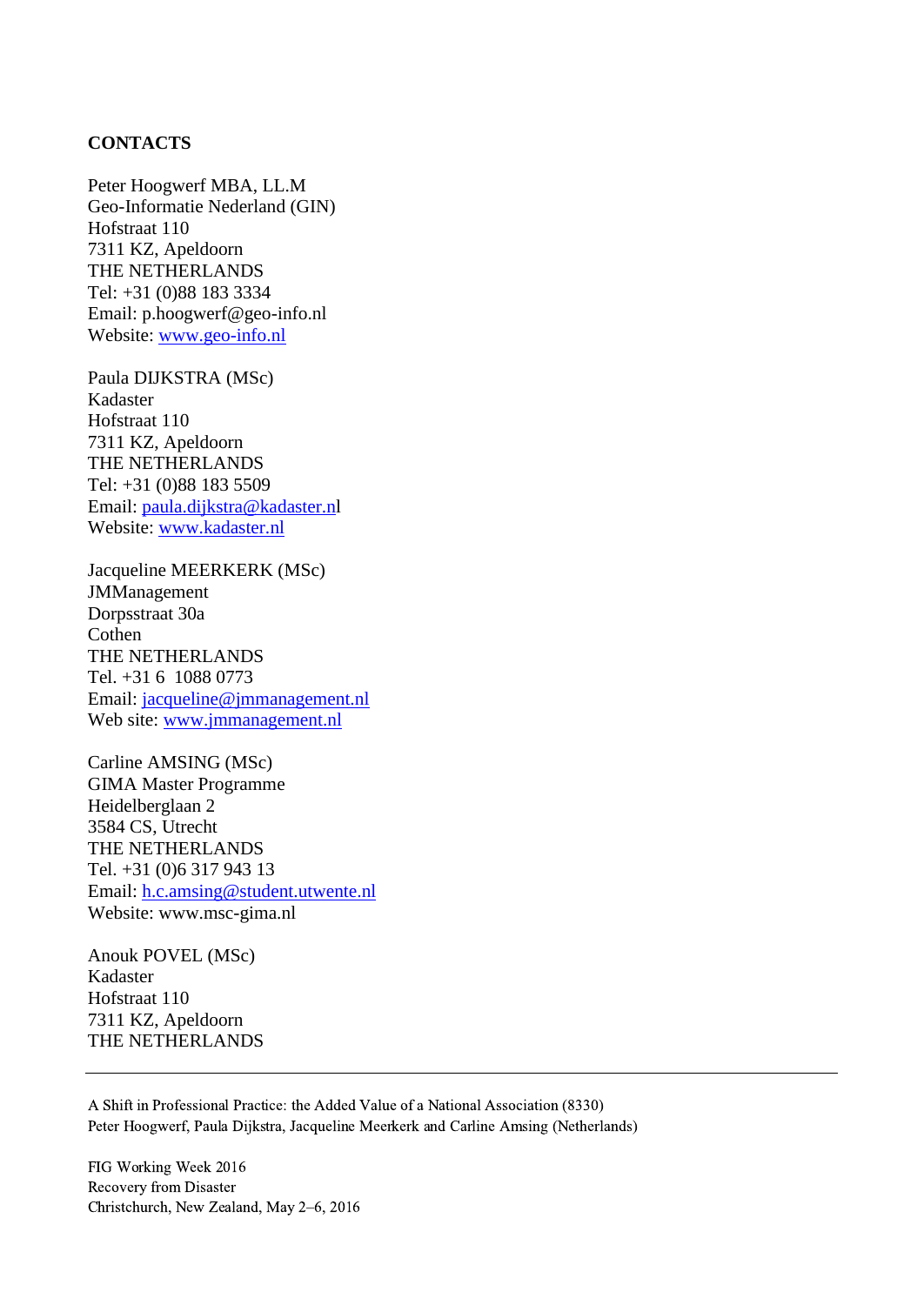**CONTACTS**

Peter Hoogwerf MBA, LL.M
Geo-Informatie Nederland (GIN)
Hofstraat 110
7311 KZ, Apeldoorn
THE NETHERLANDS
Tel: +31 (0)88 183 3334
Email: p.hoogwerf@geo-info.nl
Website: www.geo-info.nl

Paula DIJKSTRA (MSc)
Kadaster
Hofstraat 110
7311 KZ, Apeldoorn
THE NETHERLANDS
Tel: +31 (0)88 183 5509
Email: paula.dijkstra@kadaster.nl
Website: www.kadaster.nl

Jacqueline MEERKERK (MSc)
JMManagement
Dorpsstraat 30a
Cothen
THE NETHERLANDS
Tel. +31 6 1088 0773
Email: jacqueline@jmmanagement.nl
Web site: www.jmmanagement.nl

Carline AMSING (MSc)
GIMA Master Programme
Heidelberglaan 2
3584 CS, Utrecht
THE NETHERLANDS
Tel. +31 (0)6 317 943 13
Email: h.c.amsing@student.utwente.nl
Website: www.msc-gima.nl

Anouk POVEL (MSc)
Kadaster
Hofstraat 110
7311 KZ, Apeldoorn
THE NETHERLANDS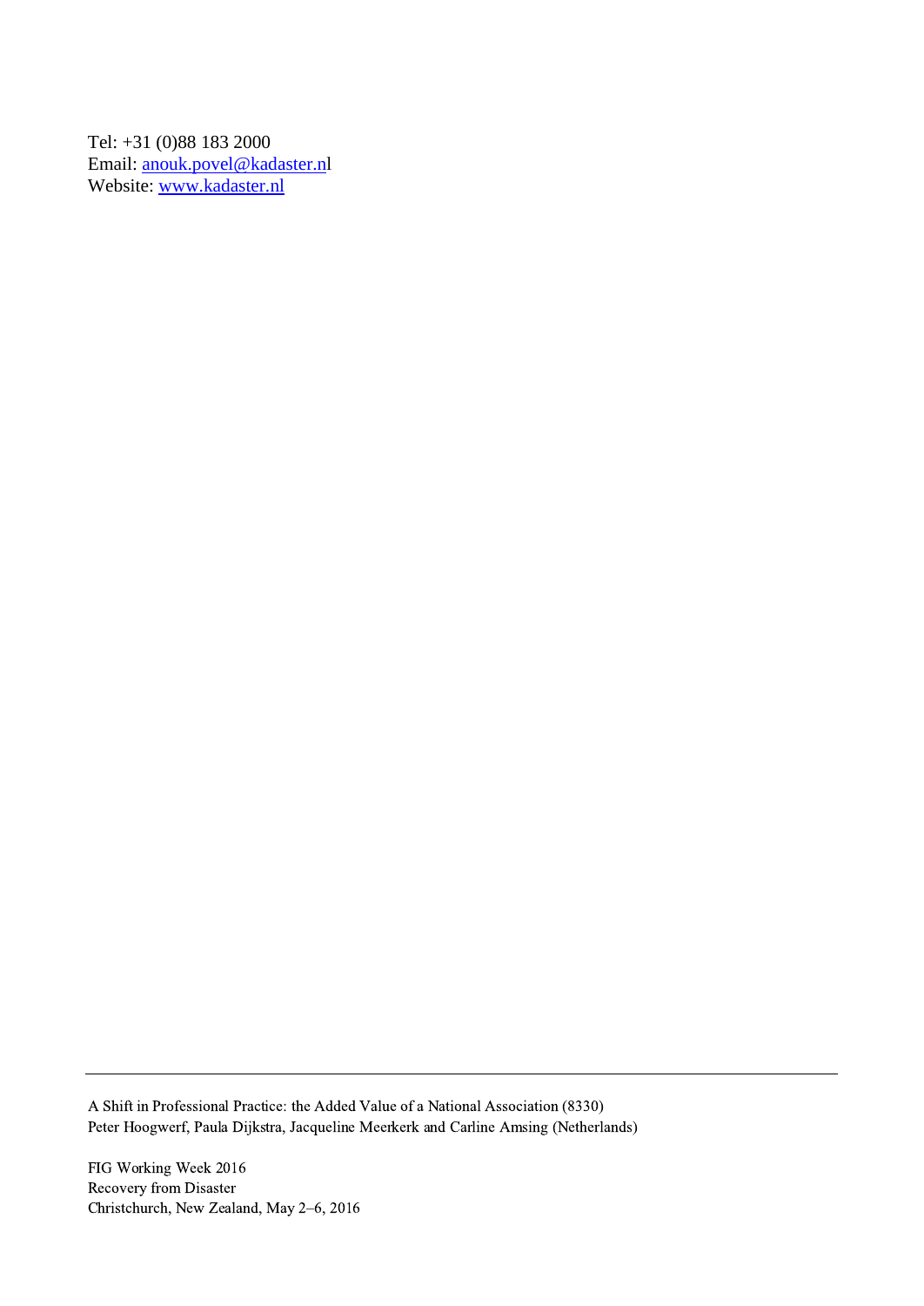Tel: +31 (0)88 183 2000
Email: anouk.povel@kadaster.nl
Website: www.kadaster.nl